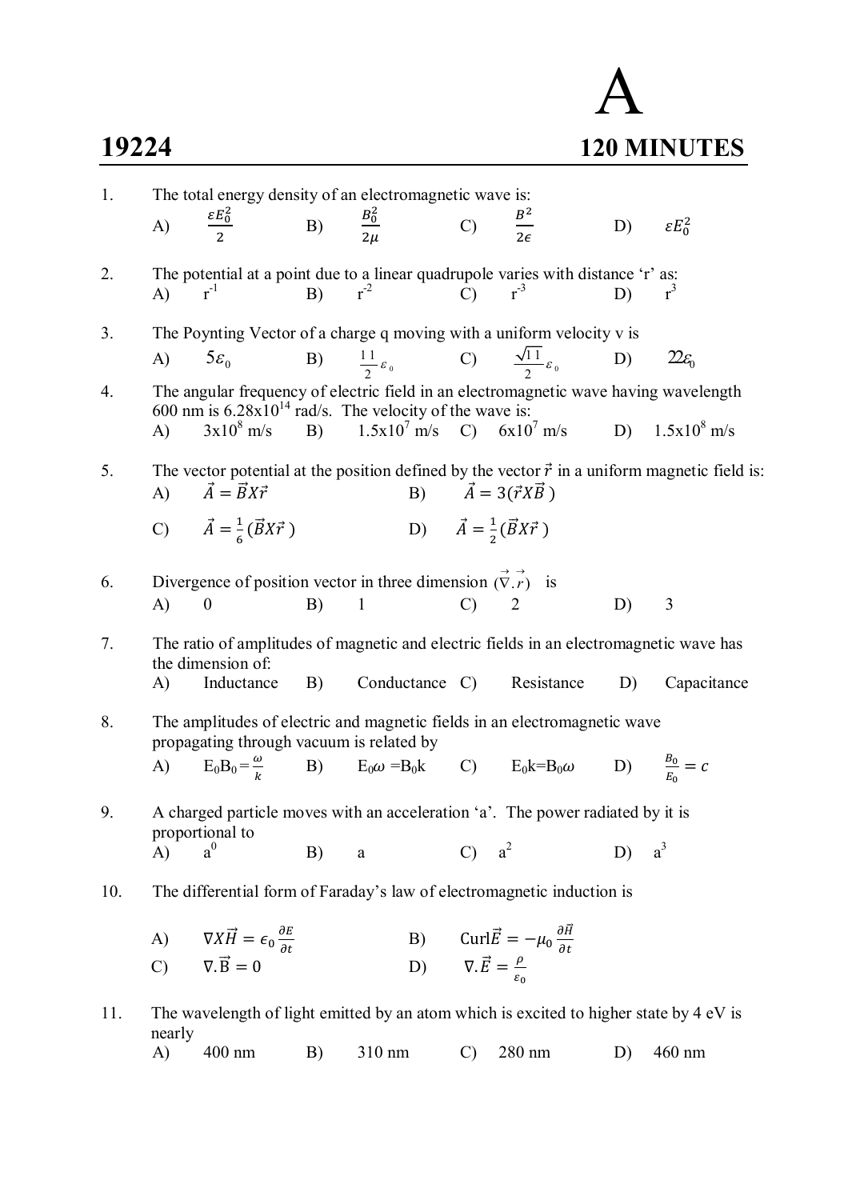# 19224

# A

## 120 MINUTES

1. The total energy density of an electromagnetic wave is:
   A) $\frac{\varepsilon E_0^2}{2}$ B) $\frac{B_0^2}{2\mu}$ C) $\frac{B^2}{2\epsilon}$ D) $\varepsilon E_0^2$

2. The potential at a point due to a linear quadrupole varies with distance 'r' as:
   A) $r^{-1}$ B) $r^{-2}$ C) $r^{-3}$ D) $r^{3}$

3. The Poynting Vector of a charge q moving with a uniform velocity v is
   A) $5\varepsilon_0$ B) $\frac{11}{2}\varepsilon_0$ C) $\frac{\sqrt{11}}{2}\varepsilon_0$ D) $22\varepsilon_0$

4. The angular frequency of electric field in an electromagnetic wave having wavelength 600 nm is $6.28 \times 10^{14}$ rad/s. The velocity of the wave is:
   A) $3 \times 10^{8}$ m/s B) $1.5 \times 10^{7}$ m/s C) $6 \times 10^{7}$ m/s D) $1.5 \times 10^{8}$ m/s

5. The vector potential at the position defined by the vector $\vec{r}$ in a uniform magnetic field is:
   A) $\vec{A} = \vec{B} X \vec{r}$ B) $\vec{A} = 3(\vec{r} X \vec{B})$
   C) $\vec{A} = \frac{1}{6}(\vec{B} X \vec{r})$ D) $\vec{A} = \frac{1}{2}(\vec{B} X \vec{r})$

6. Divergence of position vector in three dimension $(\vec{\nabla}.\vec{r})$ is
   A) 0 B) 1 C) 2 D) 3

7. The ratio of amplitudes of magnetic and electric fields in an electromagnetic wave has the dimension of:
   A) Inductance B) Conductance C) Resistance D) Capacitance

8. The amplitudes of electric and magnetic fields in an electromagnetic wave propagating through vacuum is related by
   A) $E_0 B_0 = \frac{\omega}{k}$ B) $E_0\omega = B_0 k$ C) $E_0 k = B_0\omega$ D) $\frac{B_0}{E_0} = c$

9. A charged particle moves with an acceleration 'a'. The power radiated by it is proportional to
   A) $a^0$ B) $a$ C) $a^2$ D) $a^3$

10. The differential form of Faraday's law of electromagnetic induction is
    A) $\nabla X \vec{H} = \epsilon_0 \frac{\partial E}{\partial t}$ B) $\text{Curl}\vec{E} = -\mu_0 \frac{\partial \vec{H}}{\partial t}$
    C) $\nabla.\vec{B} = 0$ D) $\nabla.\vec{E} = \frac{\rho}{\varepsilon_0}$

11. The wavelength of light emitted by an atom which is excited to higher state by 4 eV is nearly
    A) 400 nm B) 310 nm C) 280 nm D) 460 nm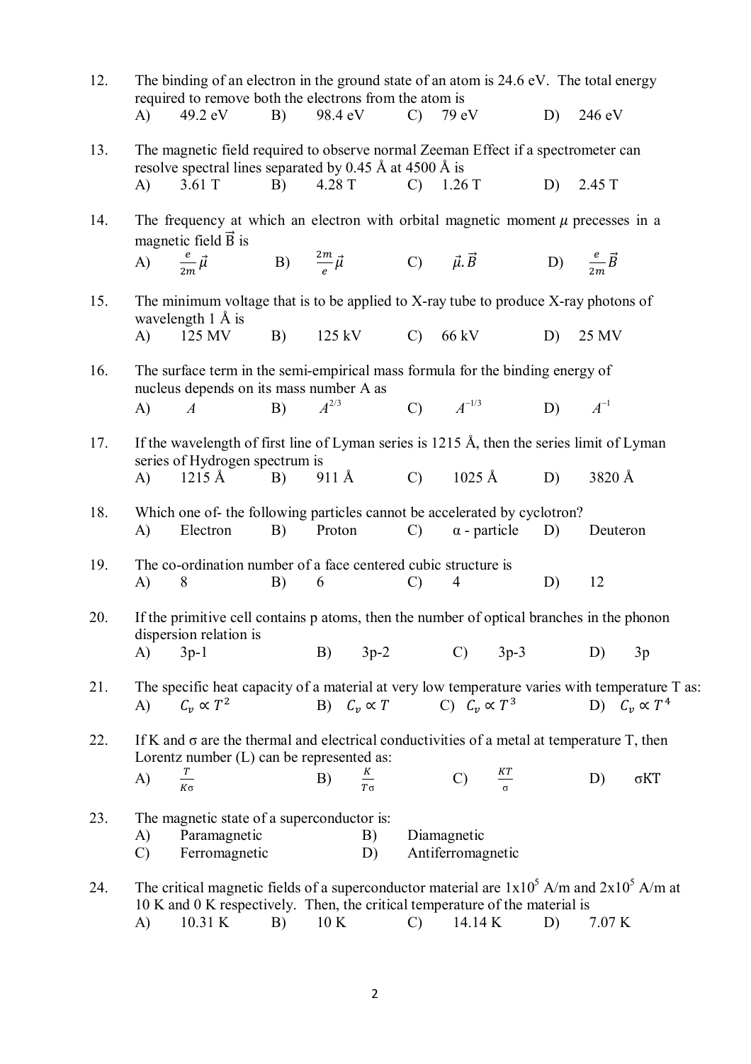12. The binding of an electron in the ground state of an atom is 24.6 eV. The total energy required to remove both the electrons from the atom is

    A) 49.2 eV B) 98.4 eV C) 79 eV D) 246 eV

13. The magnetic field required to observe normal Zeeman Effect if a spectrometer can resolve spectral lines separated by 0.45 Å at 4500 Å is

    A) 3.61 T B) 4.28 T C) 1.26 T D) 2.45 T

14. The frequency at which an electron with orbital magnetic moment $\mu$ precesses in a magnetic field $\vec{B}$ is

    A) $\frac{e}{2m}\vec{\mu}$ B) $\frac{2m}{e}\vec{\mu}$ C) $\vec{\mu}.\vec{B}$ D) $\frac{e}{2m}\vec{B}$

15. The minimum voltage that is to be applied to X-ray tube to produce X-ray photons of wavelength 1 Å is

    A) 125 MV B) 125 kV C) 66 kV D) 25 MV

16. The surface term in the semi-empirical mass formula for the binding energy of nucleus depends on its mass number A as

    A) $A$ B) $A^{2/3}$ C) $A^{-1/3}$ D) $A^{-1}$

17. If the wavelength of first line of Lyman series is 1215 Å, then the series limit of Lyman series of Hydrogen spectrum is

    A) 1215 Å B) 911 Å C) 1025 Å D) 3820 Å

18. Which one of- the following particles cannot be accelerated by cyclotron?

    A) Electron B) Proton C) α - particle D) Deuteron

19. The co-ordination number of a face centered cubic structure is

    A) 8 B) 6 C) 4 D) 12

20. If the primitive cell contains p atoms, then the number of optical branches in the phonon dispersion relation is

    A) 3p-1 B) 3p-2 C) 3p-3 D) 3p

21. The specific heat capacity of a material at very low temperature varies with temperature T as:

    A) $C_v \propto T^2$ B) $C_v \propto T$ C) $C_v \propto T^3$ D) $C_v \propto T^4$

22. If K and σ are the thermal and electrical conductivities of a metal at temperature T, then Lorentz number (L) can be represented as:

    A) $\frac{T}{K\sigma}$ B) $\frac{K}{T\sigma}$ C) $\frac{KT}{\sigma}$ D) $\sigma KT$

23. The magnetic state of a superconductor is:

    A) Paramagnetic B) Diamagnetic
    C) Ferromagnetic D) Antiferromagnetic

24. The critical magnetic fields of a superconductor material are $1 \times 10^5$ A/m and $2 \times 10^5$ A/m at 10 K and 0 K respectively. Then, the critical temperature of the material is

    A) 10.31 K B) 10 K C) 14.14 K D) 7.07 K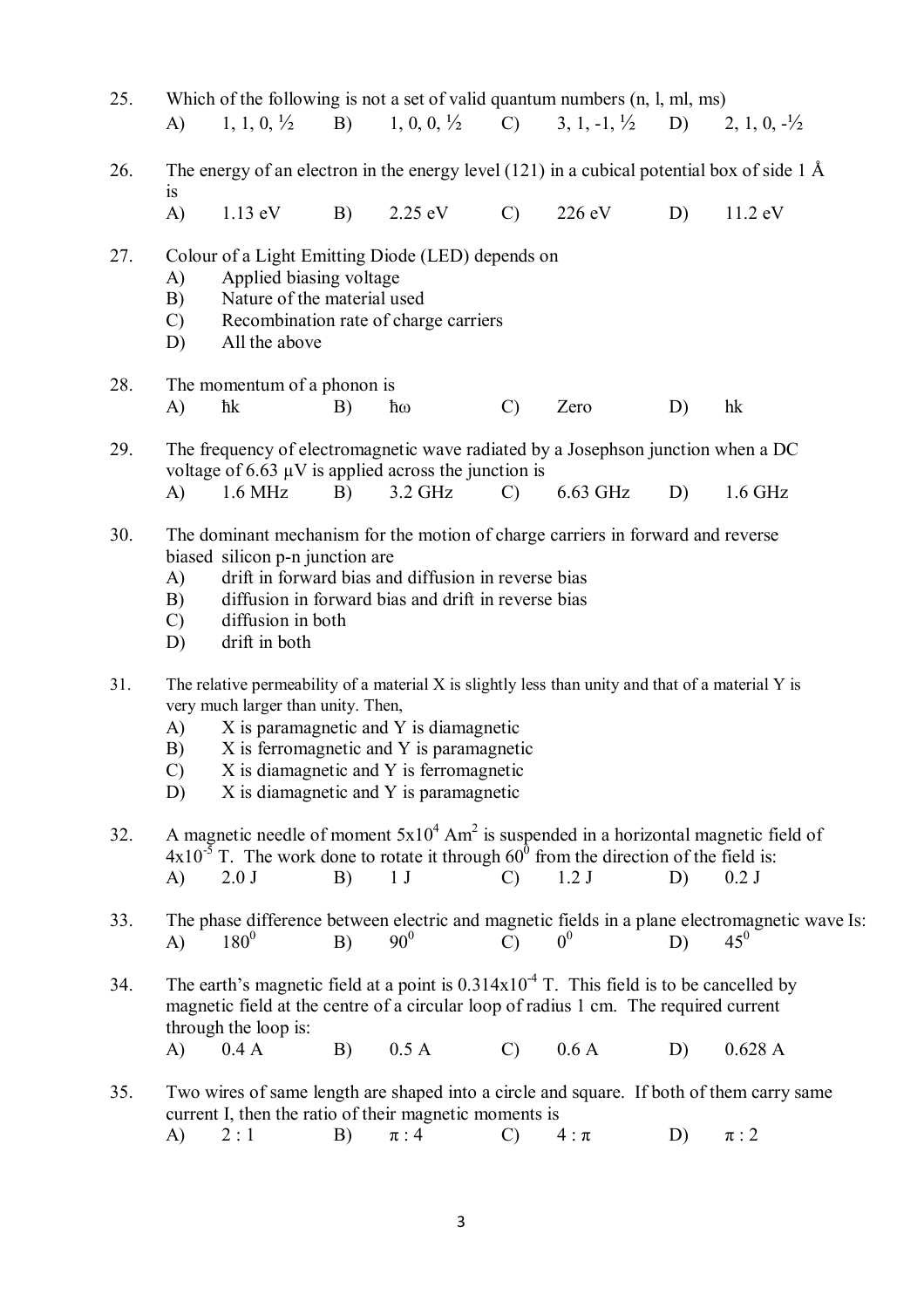25. Which of the following is not a set of valid quantum numbers (n, l, ml, ms)

    A) 1, 1, 0, ½ B) 1, 0, 0, ½ C) 3, 1, -1, ½ D) 2, 1, 0, -½

26. The energy of an electron in the energy level (121) in a cubical potential box of side 1 Å is

    A) 1.13 eV B) 2.25 eV C) 226 eV D) 11.2 eV

27. Colour of a Light Emitting Diode (LED) depends on

    A) Applied biasing voltage
    B) Nature of the material used
    C) Recombination rate of charge carriers
    D) All the above

28. The momentum of a phonon is

    A) $\hbar k$ B) $\hbar \omega$ C) Zero D) $hk$

29. The frequency of electromagnetic wave radiated by a Josephson junction when a DC voltage of 6.63 μV is applied across the junction is

    A) 1.6 MHz B) 3.2 GHz C) 6.63 GHz D) 1.6 GHz

30. The dominant mechanism for the motion of charge carriers in forward and reverse biased silicon p-n junction are

    A) drift in forward bias and diffusion in reverse bias
    B) diffusion in forward bias and drift in reverse bias
    C) diffusion in both
    D) drift in both

31. The relative permeability of a material X is slightly less than unity and that of a material Y is very much larger than unity. Then,

    A) X is paramagnetic and Y is diamagnetic
    B) X is ferromagnetic and Y is paramagnetic
    C) X is diamagnetic and Y is ferromagnetic
    D) X is diamagnetic and Y is paramagnetic

32. A magnetic needle of moment $5 \times 10^4$ $Am^2$ is suspended in a horizontal magnetic field of $4 \times 10^{-5}$ T. The work done to rotate it through $60^0$ from the direction of the field is:

    A) 2.0 J B) 1 J C) 1.2 J D) 0.2 J

33. The phase difference between electric and magnetic fields in a plane electromagnetic wave Is:

    A) $180^0$ B) $90^0$ C) $0^0$ D) $45^0$

34. The earth's magnetic field at a point is $0.314 \times 10^{-4}$ T. This field is to be cancelled by magnetic field at the centre of a circular loop of radius 1 cm. The required current through the loop is:

    A) 0.4 A B) 0.5 A C) 0.6 A D) 0.628 A

35. Two wires of same length are shaped into a circle and square. If both of them carry same current I, then the ratio of their magnetic moments is

    A) 2 : 1 B) π : 4 C) 4 : π D) π : 2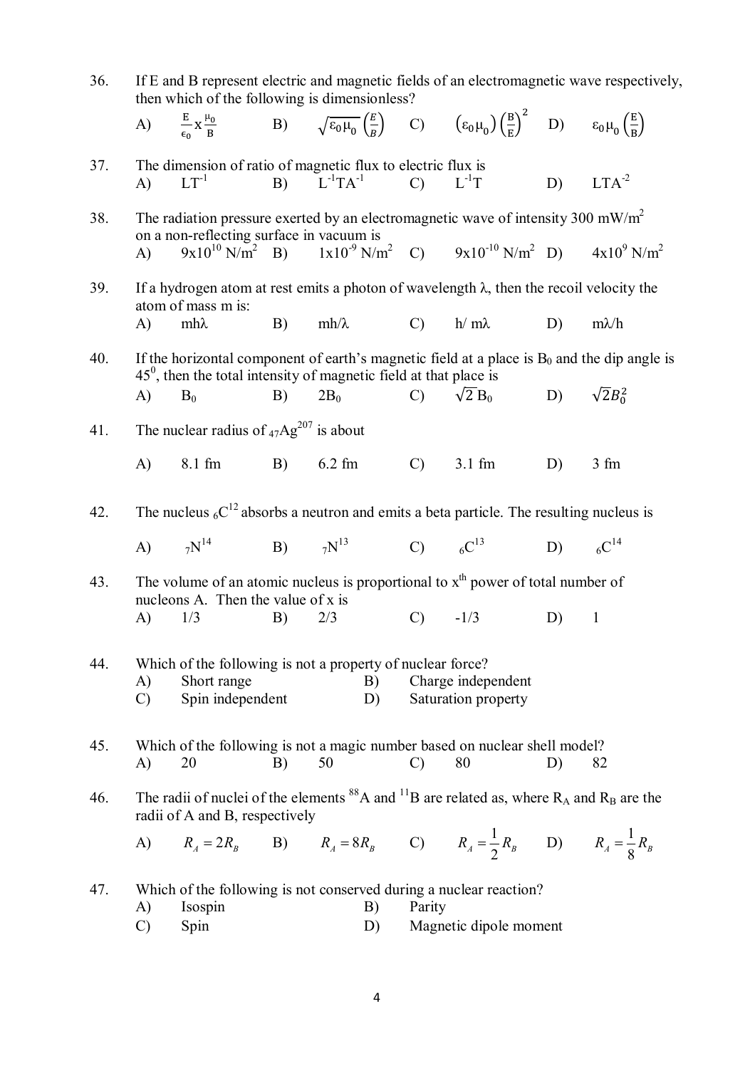36. If E and B represent electric and magnetic fields of an electromagnetic wave respectively, then which of the following is dimensionless?

A) $\frac{E}{\epsilon_0} x \frac{\mu_0}{B}$ B) $\sqrt{\varepsilon_0 \mu_0}\left(\frac{E}{B}\right)$ C) $\left(\varepsilon_0 \mu_0\right)\left(\frac{B}{E}\right)^2$ D) $\varepsilon_0 \mu_0 \left(\frac{E}{B}\right)$

37. The dimension of ratio of magnetic flux to electric flux is

A) $LT^{-1}$ B) $L^{-1}TA^{-1}$ C) $L^{-1}T$ D) $LTA^{-2}$

38. The radiation pressure exerted by an electromagnetic wave of intensity 300 mW/m$^2$ on a non-reflecting surface in vacuum is

A) $9x10^{10}$ N/m$^2$ B) $1x10^{-9}$ N/m$^2$ C) $9x10^{-10}$ N/m$^2$ D) $4x10^{9}$ N/m$^2$

39. If a hydrogen atom at rest emits a photon of wavelength λ, then the recoil velocity the atom of mass m is:

A) mhλ B) mh/λ C) h/ mλ D) mλ/h

40. If the horizontal component of earth's magnetic field at a place is $B_0$ and the dip angle is $45^0$, then the total intensity of magnetic field at that place is

A) $B_0$ B) $2B_0$ C) $\sqrt{2}\, B_0$ D) $\sqrt{2}B_0^2$

41. The nuclear radius of $_{47}Ag^{207}$ is about

A) 8.1 fm B) 6.2 fm C) 3.1 fm D) 3 fm

42. The nucleus $_6C^{12}$ absorbs a neutron and emits a beta particle. The resulting nucleus is

A) $_7N^{14}$ B) $_7N^{13}$ C) $_6C^{13}$ D) $_6C^{14}$

43. The volume of an atomic nucleus is proportional to x$^{th}$ power of total number of nucleons A. Then the value of x is

A) 1/3 B) 2/3 C) -1/3 D) 1

44. Which of the following is not a property of nuclear force?

A) Short range B) Charge independent
C) Spin independent D) Saturation property

45. Which of the following is not a magic number based on nuclear shell model?

A) 20 B) 50 C) 80 D) 82

46. The radii of nuclei of the elements $^{88}$A and $^{11}$B are related as, where $R_A$ and $R_B$ are the radii of A and B, respectively

A) $R_A = 2R_B$ B) $R_A = 8R_B$ C) $R_A = \frac{1}{2}R_B$ D) $R_A = \frac{1}{8}R_B$

47. Which of the following is not conserved during a nuclear reaction?

A) Isospin B) Parity
C) Spin D) Magnetic dipole moment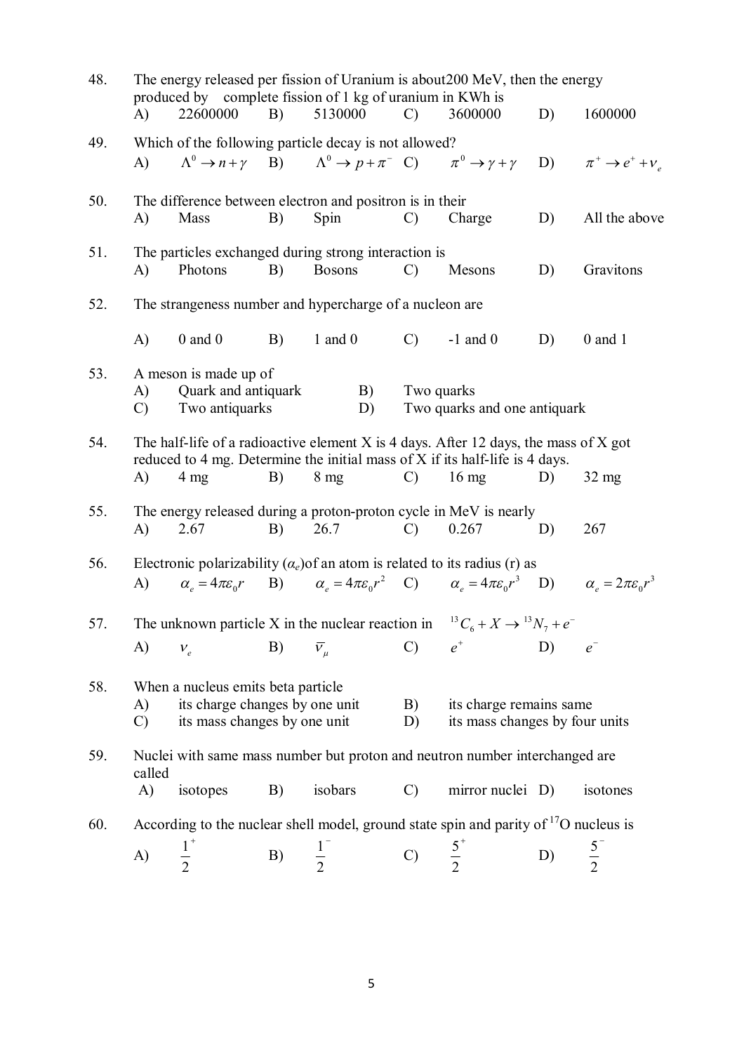48. The energy released per fission of Uranium is about200 MeV, then the energy produced by complete fission of 1 kg of uranium in KWh is

A) 22600000 B) 5130000 C) 3600000 D) 1600000

49. Which of the following particle decay is not allowed?

A) $\Lambda^0 \rightarrow n + \gamma$ B) $\Lambda^0 \rightarrow p + \pi^-$ C) $\pi^0 \rightarrow \gamma + \gamma$ D) $\pi^+ \rightarrow e^+ + \nu_e$

50. The difference between electron and positron is in their

A) Mass B) Spin C) Charge D) All the above

51. The particles exchanged during strong interaction is

A) Photons B) Bosons C) Mesons D) Gravitons

52. The strangeness number and hypercharge of a nucleon are

A) 0 and 0 B) 1 and 0 C) -1 and 0 D) 0 and 1

53. A meson is made up of

A) Quark and antiquark B) Two quarks
C) Two antiquarks D) Two quarks and one antiquark

54. The half-life of a radioactive element X is 4 days. After 12 days, the mass of X got reduced to 4 mg. Determine the initial mass of X if its half-life is 4 days.

A) 4 mg B) 8 mg C) 16 mg D) 32 mg

55. The energy released during a proton-proton cycle in MeV is nearly

A) 2.67 B) 26.7 C) 0.267 D) 267

56. Electronic polarizability ($\alpha_e$)of an atom is related to its radius (r) as

A) $\alpha_e = 4\pi\varepsilon_0 r$ B) $\alpha_e = 4\pi\varepsilon_0 r^2$ C) $\alpha_e = 4\pi\varepsilon_0 r^3$ D) $\alpha_e = 2\pi\varepsilon_0 r^3$

57. The unknown particle X in the nuclear reaction in $^{13}C_6 + X \rightarrow {}^{13}N_7 + e^-$

A) $\nu_e$ B) $\bar{\nu}_\mu$ C) $e^+$ D) $e^-$

58. When a nucleus emits beta particle

A) its charge changes by one unit B) its charge remains same
C) its mass changes by one unit D) its mass changes by four units

59. Nuclei with same mass number but proton and neutron number interchanged are called

A) isotopes B) isobars C) mirror nuclei D) isotones

60. According to the nuclear shell model, ground state spin and parity of $^{17}$O nucleus is

A) $\frac{1}{2}^+$ B) $\frac{1}{2}^-$ C) $\frac{5}{2}^+$ D) $\frac{5}{2}^-$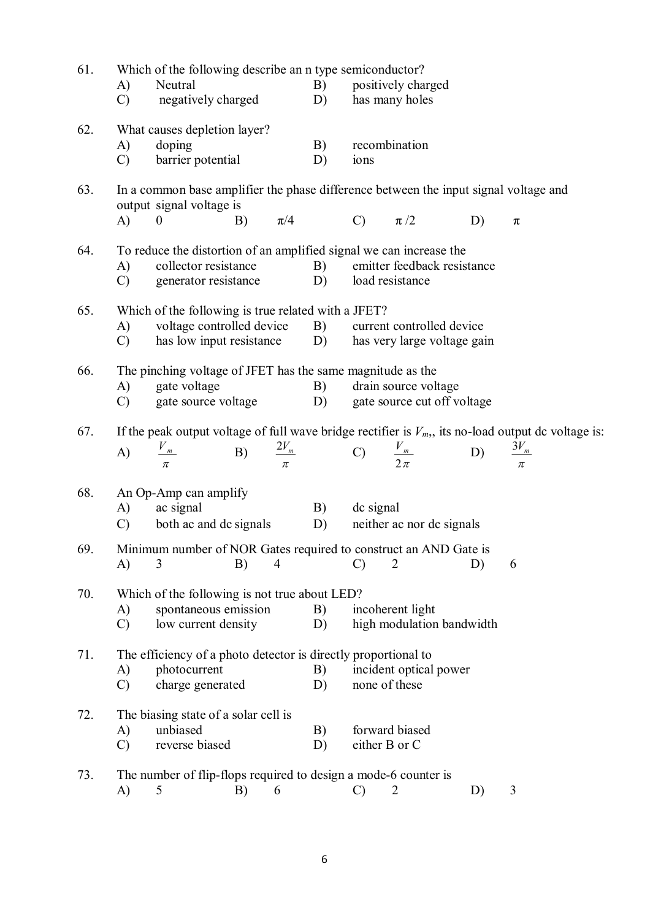61. Which of the following describe an n type semiconductor?
   - A) Neutral
   - B) positively charged
   - C) negatively charged
   - D) has many holes

62. What causes depletion layer?
   - A) doping
   - B) recombination
   - C) barrier potential
   - D) ions

63. In a common base amplifier the phase difference between the input signal voltage and output signal voltage is
   - A) 0
   - B) $\pi/4$
   - C) $\pi/2$
   - D) $\pi$

64. To reduce the distortion of an amplified signal we can increase the
   - A) collector resistance
   - B) emitter feedback resistance
   - C) generator resistance
   - D) load resistance

65. Which of the following is true related with a JFET?
   - A) voltage controlled device
   - B) current controlled device
   - C) has low input resistance
   - D) has very large voltage gain

66. The pinching voltage of JFET has the same magnitude as the
   - A) gate voltage
   - B) drain source voltage
   - C) gate source voltage
   - D) gate source cut off voltage

67. If the peak output voltage of full wave bridge rectifier is $V_m$,, its no-load output dc voltage is:
   - A) $\frac{V_m}{\pi}$
   - B) $\frac{2V_m}{\pi}$
   - C) $\frac{V_m}{2\pi}$
   - D) $\frac{3V_m}{\pi}$

68. An Op-Amp can amplify
   - A) ac signal
   - B) dc signal
   - C) both ac and dc signals
   - D) neither ac nor dc signals

69. Minimum number of NOR Gates required to construct an AND Gate is
   - A) 3
   - B) 4
   - C) 2
   - D) 6

70. Which of the following is not true about LED?
   - A) spontaneous emission
   - B) incoherent light
   - C) low current density
   - D) high modulation bandwidth

71. The efficiency of a photo detector is directly proportional to
   - A) photocurrent
   - B) incident optical power
   - C) charge generated
   - D) none of these

72. The biasing state of a solar cell is
   - A) unbiased
   - B) forward biased
   - C) reverse biased
   - D) either B or C

73. The number of flip-flops required to design a mode-6 counter is
   - A) 5
   - B) 6
   - C) 2
   - D) 3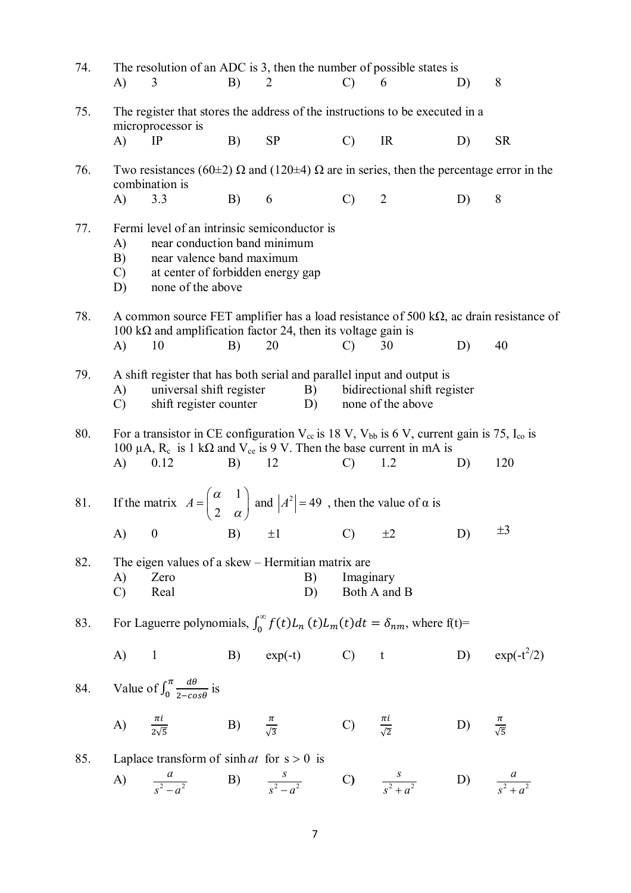74. The resolution of an ADC is 3, then the number of possible states is

A) 3 B) 2 C) 6 D) 8

75. The register that stores the address of the instructions to be executed in a microprocessor is

A) IP B) SP C) IR D) SR

76. Two resistances (60±2) Ω and (120±4) Ω are in series, then the percentage error in the combination is

A) 3.3 B) 6 C) 2 D) 8

77. Fermi level of an intrinsic semiconductor is

A) near conduction band minimum
B) near valence band maximum
C) at center of forbidden energy gap
D) none of the above

78. A common source FET amplifier has a load resistance of 500 kΩ, ac drain resistance of 100 kΩ and amplification factor 24, then its voltage gain is

A) 10 B) 20 C) 30 D) 40

79. A shift register that has both serial and parallel input and output is

A) universal shift register B) bidirectional shift register
C) shift register counter D) none of the above

80. For a transistor in CE configuration $V_{cc}$ is 18 V, $V_{bb}$ is 6 V, current gain is 75, $I_{co}$ is 100 μA, $R_c$ is 1 kΩ and $V_{ce}$ is 9 V. Then the base current in mA is

A) 0.12 B) 12 C) 1.2 D) 120

81. If the matrix $A = \begin{pmatrix} \alpha & 1 \\ 2 & \alpha \end{pmatrix}$ and $|A^2| = 49$ , then the value of α is

A) 0 B) ±1 C) ±2 D) ±3

82. The eigen values of a skew – Hermitian matrix are

A) Zero B) Imaginary
C) Real D) Both A and B

83. For Laguerre polynomials, $\int_0^\infty f(t) L_n(t) L_m(t) dt = \delta_{nm}$, where f(t)=

A) 1 B) exp(-t) C) t D) $\exp(-t^2/2)$

84. Value of $\int_0^\pi \frac{d\theta}{2-\cos\theta}$ is

A) $\frac{\pi i}{2\sqrt{5}}$ B) $\frac{\pi}{\sqrt{3}}$ C) $\frac{\pi i}{\sqrt{2}}$ D) $\frac{\pi}{\sqrt{5}}$

85. Laplace transform of $\sinh at$ for s > 0 is

A) $\frac{a}{s^2 - a^2}$ B) $\frac{s}{s^2 - a^2}$ C) $\frac{s}{s^2 + a^2}$ D) $\frac{a}{s^2 + a^2}$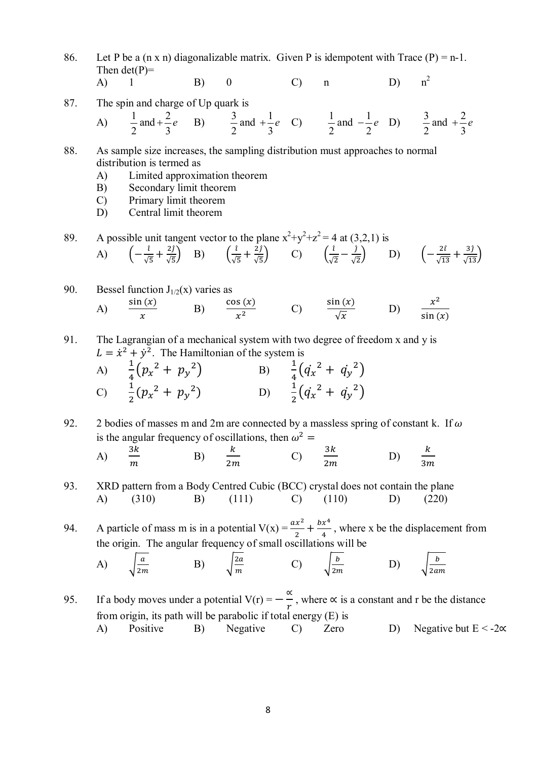86. Let P be a (n x n) diagonalizable matrix. Given P is idempotent with Trace (P) = n-1. Then det(P)=

A) 1 B) 0 C) n D) $n^2$

87. The spin and charge of Up quark is

A) $\frac{1}{2}$ and $+\frac{2}{3}e$ B) $\frac{3}{2}$ and $+\frac{1}{3}e$ C) $\frac{1}{2}$ and $-\frac{1}{2}e$ D) $\frac{3}{2}$ and $+\frac{2}{3}e$

88. As sample size increases, the sampling distribution must approaches to normal distribution is termed as

A) Limited approximation theorem
B) Secondary limit theorem
C) Primary limit theorem
D) Central limit theorem

89. A possible unit tangent vector to the plane $x^2+y^2+z^2 = 4$ at (3,2,1) is

A) $\left(-\frac{\hat{\imath}}{\sqrt{5}}+\frac{2\hat{\jmath}}{\sqrt{5}}\right)$ B) $\left(\frac{\hat{\imath}}{\sqrt{5}}+\frac{2\hat{\jmath}}{\sqrt{5}}\right)$ C) $\left(\frac{\hat{\imath}}{\sqrt{2}}-\frac{\hat{\jmath}}{\sqrt{2}}\right)$ D) $\left(-\frac{2\hat{\imath}}{\sqrt{13}}+\frac{3\hat{\jmath}}{\sqrt{13}}\right)$

90. Bessel function $J_{1/2}(x)$ varies as

A) $\frac{\sin(x)}{x}$ B) $\frac{\cos(x)}{x^2}$ C) $\frac{\sin(x)}{\sqrt{x}}$ D) $\frac{x^2}{\sin(x)}$

91. The Lagrangian of a mechanical system with two degree of freedom x and y is $L = \dot{x}^2 + \dot{y}^2$. The Hamiltonian of the system is

A) $\frac{1}{4}\left({p_x}^2 + {p_y}^2\right)$ B) $\frac{1}{4}\left({\dot{q_x}}^2 + {\dot{q_y}}^2\right)$

C) $\frac{1}{2}\left({p_x}^2 + {p_y}^2\right)$ D) $\frac{1}{2}\left({\dot{q_x}}^2 + {\dot{q_y}}^2\right)$

92. 2 bodies of masses m and 2m are connected by a massless spring of constant k. If $\omega$ is the angular frequency of oscillations, then $\omega^2 =$

A) $\frac{3k}{m}$ B) $\frac{k}{2m}$ C) $\frac{3k}{2m}$ D) $\frac{k}{3m}$

93. XRD pattern from a Body Centred Cubic (BCC) crystal does not contain the plane

A) (310) B) (111) C) (110) D) (220)

94. A particle of mass m is in a potential $V(x) = \frac{ax^2}{2} + \frac{bx^4}{4}$, where x be the displacement from the origin. The angular frequency of small oscillations will be

A) $\sqrt{\frac{a}{2m}}$ B) $\sqrt{\frac{2a}{m}}$ C) $\sqrt{\frac{b}{2m}}$ D) $\sqrt{\frac{b}{2am}}$

95. If a body moves under a potential $V(r) = -\frac{\propto}{r}$, where $\propto$ is a constant and r be the distance from origin, its path will be parabolic if total energy (E) is

A) Positive B) Negative C) Zero D) Negative but $E < -2\propto$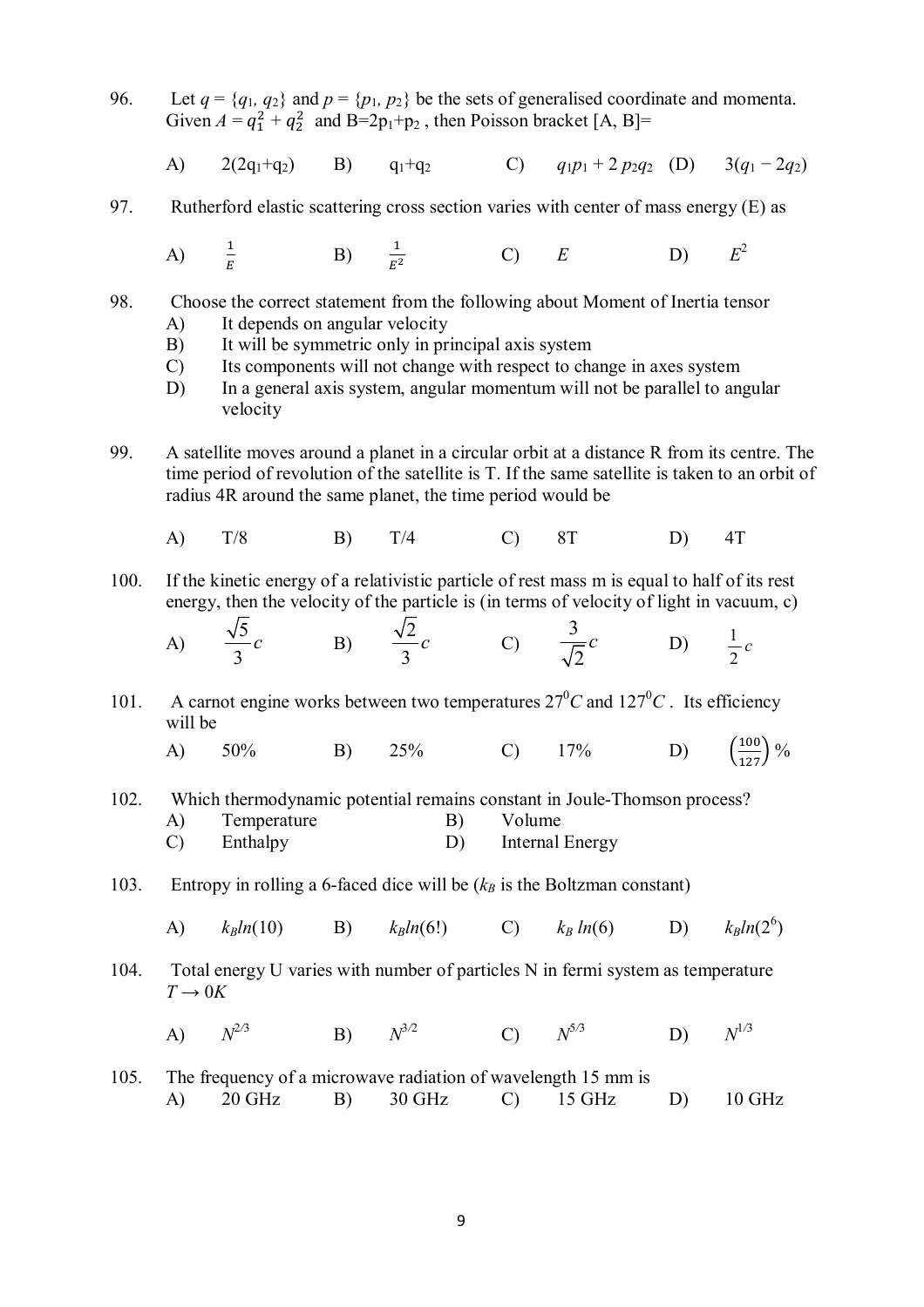96. Let $q = \{q_1, q_2\}$ and $p = \{p_1, p_2\}$ be the sets of generalised coordinate and momenta. Given $A = q_1^2 + q_2^2$ and $B = 2p_1 + p_2$ , then Poisson bracket [A, B]=

A) $2(2q_1+q_2)$ B) $q_1+q_2$ C) $q_1p_1 + 2\,p_2q_2$ (D) $3(q_1 - 2q_2)$

97. Rutherford elastic scattering cross section varies with center of mass energy (E) as

A) $\frac{1}{E}$ B) $\frac{1}{E^2}$ C) $E$ D) $E^2$

98. Choose the correct statement from the following about Moment of Inertia tensor

A) It depends on angular velocity
B) It will be symmetric only in principal axis system
C) Its components will not change with respect to change in axes system
D) In a general axis system, angular momentum will not be parallel to angular velocity

99. A satellite moves around a planet in a circular orbit at a distance R from its centre. The time period of revolution of the satellite is T. If the same satellite is taken to an orbit of radius 4R around the same planet, the time period would be

A) T/8 B) T/4 C) 8T D) 4T

100. If the kinetic energy of a relativistic particle of rest mass m is equal to half of its rest energy, then the velocity of the particle is (in terms of velocity of light in vacuum, c)

A) $\frac{\sqrt{5}}{3}c$ B) $\frac{\sqrt{2}}{3}c$ C) $\frac{3}{\sqrt{2}}c$ D) $\frac{1}{2}c$

101. A carnot engine works between two temperatures $27^0C$ and $127^0C$ . Its efficiency will be

A) 50% B) 25% C) 17% D) $\left(\frac{100}{127}\right)$ %

102. Which thermodynamic potential remains constant in Joule-Thomson process?

A) Temperature B) Volume
C) Enthalpy D) Internal Energy

103. Entropy in rolling a 6-faced dice will be ($k_B$ is the Boltzman constant)

A) $k_B ln(10)$ B) $k_B ln(6!)$ C) $k_B\, ln(6)$ D) $k_B ln(2^6)$

104. Total energy U varies with number of particles N in fermi system as temperature $T \rightarrow 0K$

A) $N^{2/3}$ B) $N^{3/2}$ C) $N^{5/3}$ D) $N^{1/3}$

105. The frequency of a microwave radiation of wavelength 15 mm is

A) 20 GHz B) 30 GHz C) 15 GHz D) 10 GHz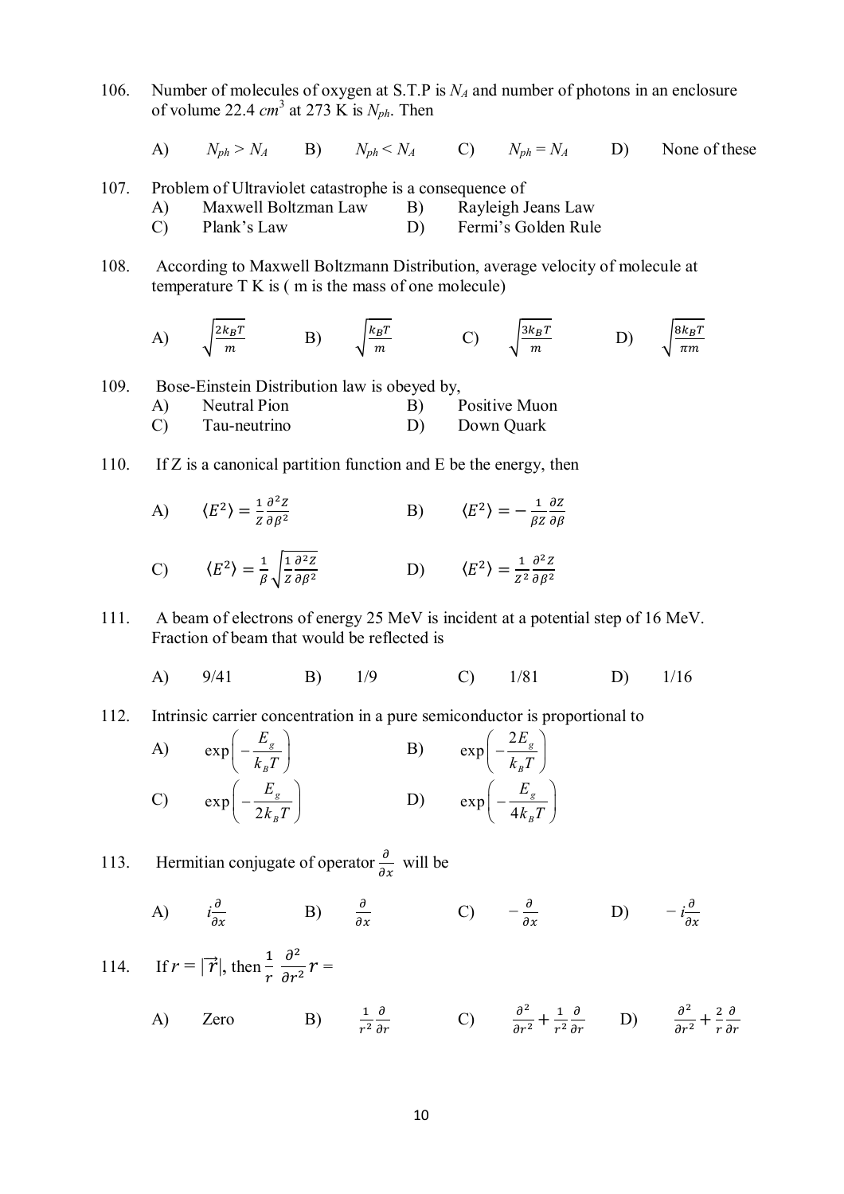106. Number of molecules of oxygen at S.T.P is $N_A$ and number of photons in an enclosure of volume 22.4 $cm^3$ at 273 K is $N_{ph}$. Then

A) $N_{ph} > N_A$ B) $N_{ph} < N_A$ C) $N_{ph} = N_A$ D) None of these

107. Problem of Ultraviolet catastrophe is a consequence of

A) Maxwell Boltzman Law B) Rayleigh Jeans Law
C) Plank's Law D) Fermi's Golden Rule

108. According to Maxwell Boltzmann Distribution, average velocity of molecule at temperature T K is ( m is the mass of one molecule)

A) $\sqrt{\frac{2k_BT}{m}}$ B) $\sqrt{\frac{k_BT}{m}}$ C) $\sqrt{\frac{3k_BT}{m}}$ D) $\sqrt{\frac{8k_BT}{\pi m}}$

109. Bose-Einstein Distribution law is obeyed by,

A) Neutral Pion B) Positive Muon
C) Tau-neutrino D) Down Quark

110. If Z is a canonical partition function and E be the energy, then

A) $\langle E^2 \rangle = \frac{1}{Z}\frac{\partial^2 Z}{\partial \beta^2}$ B) $\langle E^2 \rangle = -\frac{1}{\beta Z}\frac{\partial Z}{\partial \beta}$

C) $\langle E^2 \rangle = \frac{1}{\beta}\sqrt{\frac{1}{Z}\frac{\partial^2 Z}{\partial \beta^2}}$ D) $\langle E^2 \rangle = \frac{1}{Z^2}\frac{\partial^2 Z}{\partial \beta^2}$

111. A beam of electrons of energy 25 MeV is incident at a potential step of 16 MeV. Fraction of beam that would be reflected is

A) 9/41 B) 1/9 C) 1/81 D) 1/16

112. Intrinsic carrier concentration in a pure semiconductor is proportional to

A) $\exp\left(-\frac{E_g}{k_BT}\right)$ B) $\exp\left(-\frac{2E_g}{k_BT}\right)$

C) $\exp\left(-\frac{E_g}{2k_BT}\right)$ D) $\exp\left(-\frac{E_g}{4k_BT}\right)$

113. Hermitian conjugate of operator $\frac{\partial}{\partial x}$ will be

A) $i\frac{\partial}{\partial x}$ B) $\frac{\partial}{\partial x}$ C) $-\frac{\partial}{\partial x}$ D) $-i\frac{\partial}{\partial x}$

114. If $r = |\vec{r}|$, then $\frac{1}{r}\frac{\partial^2}{\partial r^2}r =$

A) Zero B) $\frac{1}{r^2}\frac{\partial}{\partial r}$ C) $\frac{\partial^2}{\partial r^2} + \frac{1}{r^2}\frac{\partial}{\partial r}$ D) $\frac{\partial^2}{\partial r^2} + \frac{2}{r}\frac{\partial}{\partial r}$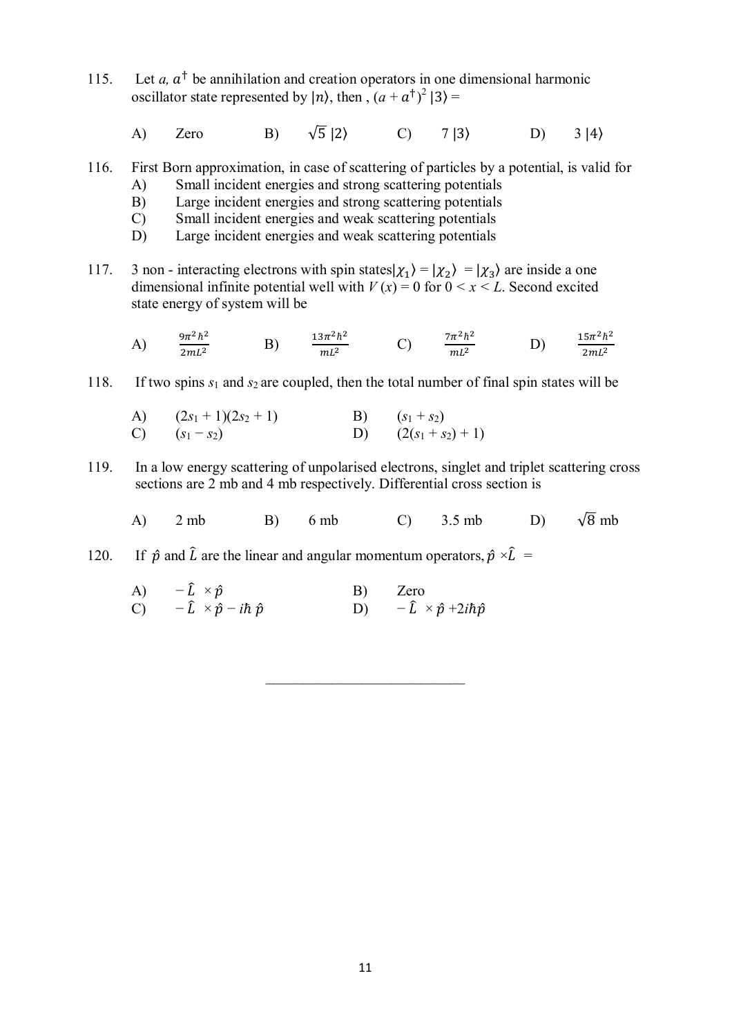115. Let $a$, $a^\dagger$ be annihilation and creation operators in one dimensional harmonic oscillator state represented by $|n\rangle$, then , $(a + a^\dagger)^2\,|3\rangle =$

A) Zero  B) $\sqrt{5}\,|2\rangle$  C) $7\,|3\rangle$  D) $3\,|4\rangle$

116. First Born approximation, in case of scattering of particles by a potential, is valid for

A) Small incident energies and strong scattering potentials
B) Large incident energies and strong scattering potentials
C) Small incident energies and weak scattering potentials
D) Large incident energies and weak scattering potentials

117. 3 non - interacting electrons with spin states $|\chi_1\rangle = |\chi_2\rangle = |\chi_3\rangle$ are inside a one dimensional infinite potential well with $V(x) = 0$ for $0 < x < L$. Second excited state energy of system will be

A) $\frac{9\pi^2\hbar^2}{2mL^2}$  B) $\frac{13\pi^2\hbar^2}{mL^2}$  C) $\frac{7\pi^2\hbar^2}{mL^2}$  D) $\frac{15\pi^2\hbar^2}{2mL^2}$

118. If two spins $s_1$ and $s_2$ are coupled, then the total number of final spin states will be

A) $(2s_1 + 1)(2s_2 + 1)$  B) $(s_1 + s_2)$
C) $(s_1 - s_2)$  D) $(2(s_1 + s_2) + 1)$

119. In a low energy scattering of unpolarised electrons, singlet and triplet scattering cross sections are 2 mb and 4 mb respectively. Differential cross section is

A) 2 mb  B) 6 mb  C) 3.5 mb  D) $\sqrt{8}$ mb

120. If $\hat{p}$ and $\hat{L}$ are the linear and angular momentum operators, $\hat{p} \times \hat{L} =$

A) $-\hat{L} \times \hat{p}$  B) Zero
C) $-\hat{L} \times \hat{p} - i\hbar\,\hat{p}$  D) $-\hat{L} \times \hat{p} + 2i\hbar\hat{p}$

---